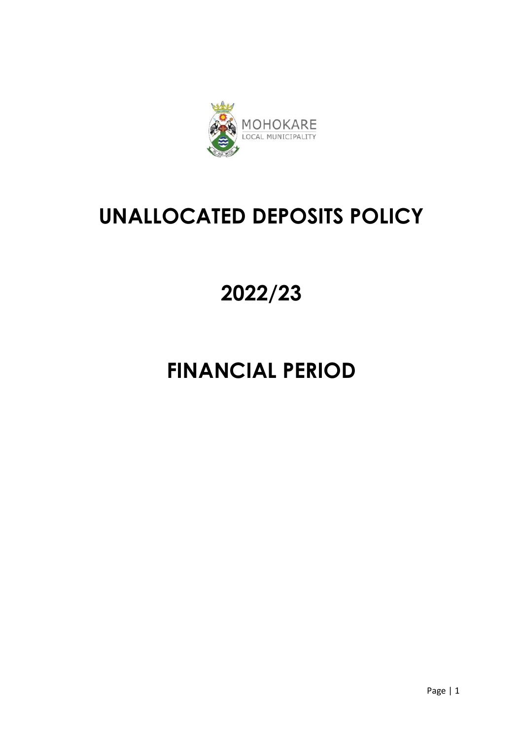MOHOKARE
LOCAL MUNICIPALITY

# UNALLOCATED DEPOSITS POLICY

# 2022/23

# FINANCIAL PERIOD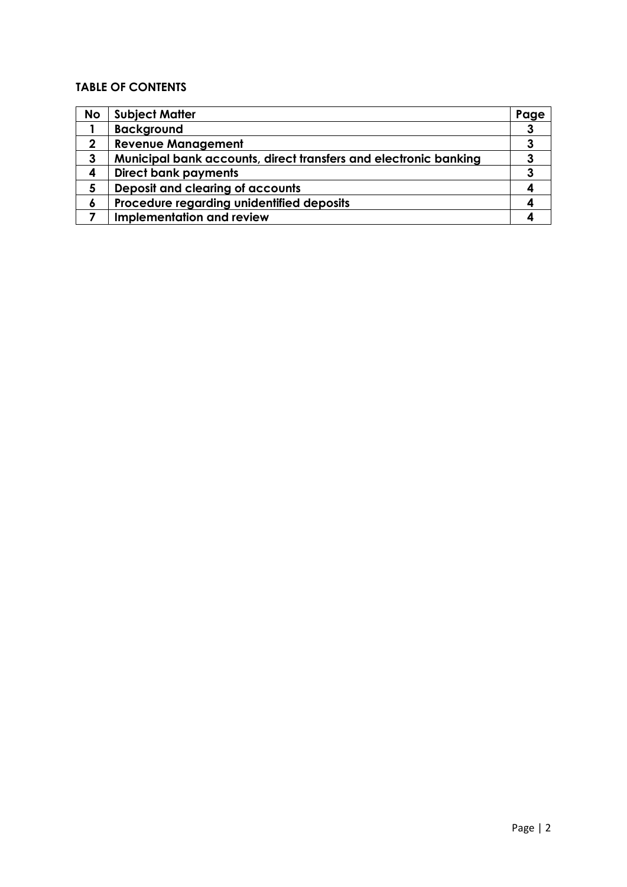**TABLE OF CONTENTS**

| No | Subject Matter | Page |
|---|---|---|
| 1 | Background | 3 |
| 2 | Revenue Management | 3 |
| 3 | Municipal bank accounts, direct transfers and electronic banking | 3 |
| 4 | Direct bank payments | 3 |
| 5 | Deposit and clearing of accounts | 4 |
| 6 | Procedure regarding unidentified deposits | 4 |
| 7 | Implementation and review | 4 |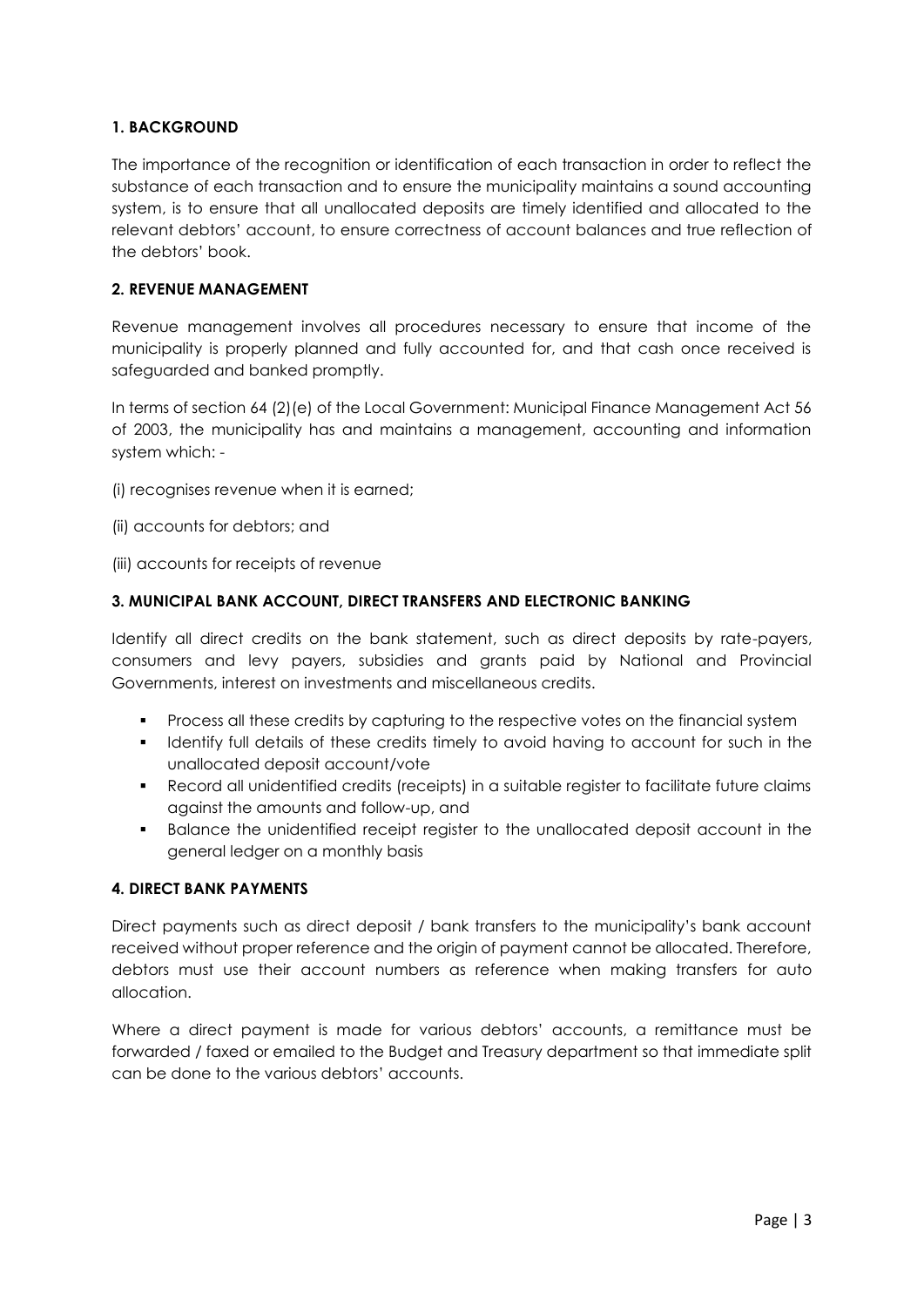## 1. BACKGROUND

The importance of the recognition or identification of each transaction in order to reflect the substance of each transaction and to ensure the municipality maintains a sound accounting system, is to ensure that all unallocated deposits are timely identified and allocated to the relevant debtors' account, to ensure correctness of account balances and true reflection of the debtors' book.

## 2. REVENUE MANAGEMENT

Revenue management involves all procedures necessary to ensure that income of the municipality is properly planned and fully accounted for, and that cash once received is safeguarded and banked promptly.

In terms of section 64 (2)(e) of the Local Government: Municipal Finance Management Act 56 of 2003, the municipality has and maintains a management, accounting and information system which: -

(i) recognises revenue when it is earned;

(ii) accounts for debtors; and

(iii) accounts for receipts of revenue

## 3. MUNICIPAL BANK ACCOUNT, DIRECT TRANSFERS AND ELECTRONIC BANKING

Identify all direct credits on the bank statement, such as direct deposits by rate-payers, consumers and levy payers, subsidies and grants paid by National and Provincial Governments, interest on investments and miscellaneous credits.

- Process all these credits by capturing to the respective votes on the financial system
- Identify full details of these credits timely to avoid having to account for such in the unallocated deposit account/vote
- Record all unidentified credits (receipts) in a suitable register to facilitate future claims against the amounts and follow-up, and
- Balance the unidentified receipt register to the unallocated deposit account in the general ledger on a monthly basis

## 4. DIRECT BANK PAYMENTS

Direct payments such as direct deposit / bank transfers to the municipality's bank account received without proper reference and the origin of payment cannot be allocated. Therefore, debtors must use their account numbers as reference when making transfers for auto allocation.

Where a direct payment is made for various debtors' accounts, a remittance must be forwarded / faxed or emailed to the Budget and Treasury department so that immediate split can be done to the various debtors' accounts.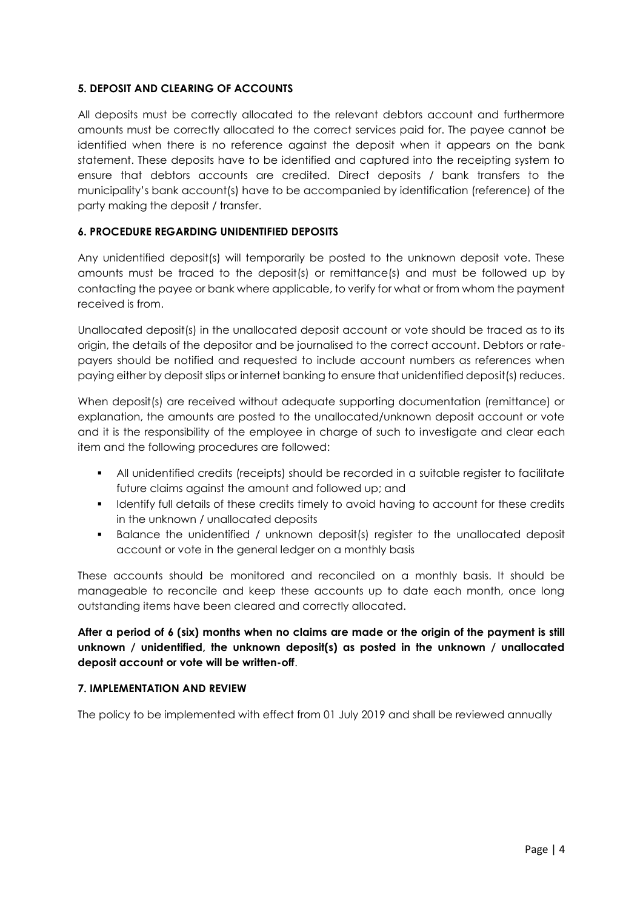## 5. DEPOSIT AND CLEARING OF ACCOUNTS

All deposits must be correctly allocated to the relevant debtors account and furthermore amounts must be correctly allocated to the correct services paid for. The payee cannot be identified when there is no reference against the deposit when it appears on the bank statement. These deposits have to be identified and captured into the receipting system to ensure that debtors accounts are credited. Direct deposits / bank transfers to the municipality's bank account(s) have to be accompanied by identification (reference) of the party making the deposit / transfer.

## 6. PROCEDURE REGARDING UNIDENTIFIED DEPOSITS

Any unidentified deposit(s) will temporarily be posted to the unknown deposit vote. These amounts must be traced to the deposit(s) or remittance(s) and must be followed up by contacting the payee or bank where applicable, to verify for what or from whom the payment received is from.

Unallocated deposit(s) in the unallocated deposit account or vote should be traced as to its origin, the details of the depositor and be journalised to the correct account. Debtors or rate-payers should be notified and requested to include account numbers as references when paying either by deposit slips or internet banking to ensure that unidentified deposit(s) reduces.

When deposit(s) are received without adequate supporting documentation (remittance) or explanation, the amounts are posted to the unallocated/unknown deposit account or vote and it is the responsibility of the employee in charge of such to investigate and clear each item and the following procedures are followed:

- All unidentified credits (receipts) should be recorded in a suitable register to facilitate future claims against the amount and followed up; and
- Identify full details of these credits timely to avoid having to account for these credits in the unknown / unallocated deposits
- Balance the unidentified / unknown deposit(s) register to the unallocated deposit account or vote in the general ledger on a monthly basis

These accounts should be monitored and reconciled on a monthly basis. It should be manageable to reconcile and keep these accounts up to date each month, once long outstanding items have been cleared and correctly allocated.

**After a period of 6 (six) months when no claims are made or the origin of the payment is still unknown / unidentified, the unknown deposit(s) as posted in the unknown / unallocated deposit account or vote will be written-off**.

## 7. IMPLEMENTATION AND REVIEW

The policy to be implemented with effect from 01 July 2019 and shall be reviewed annually